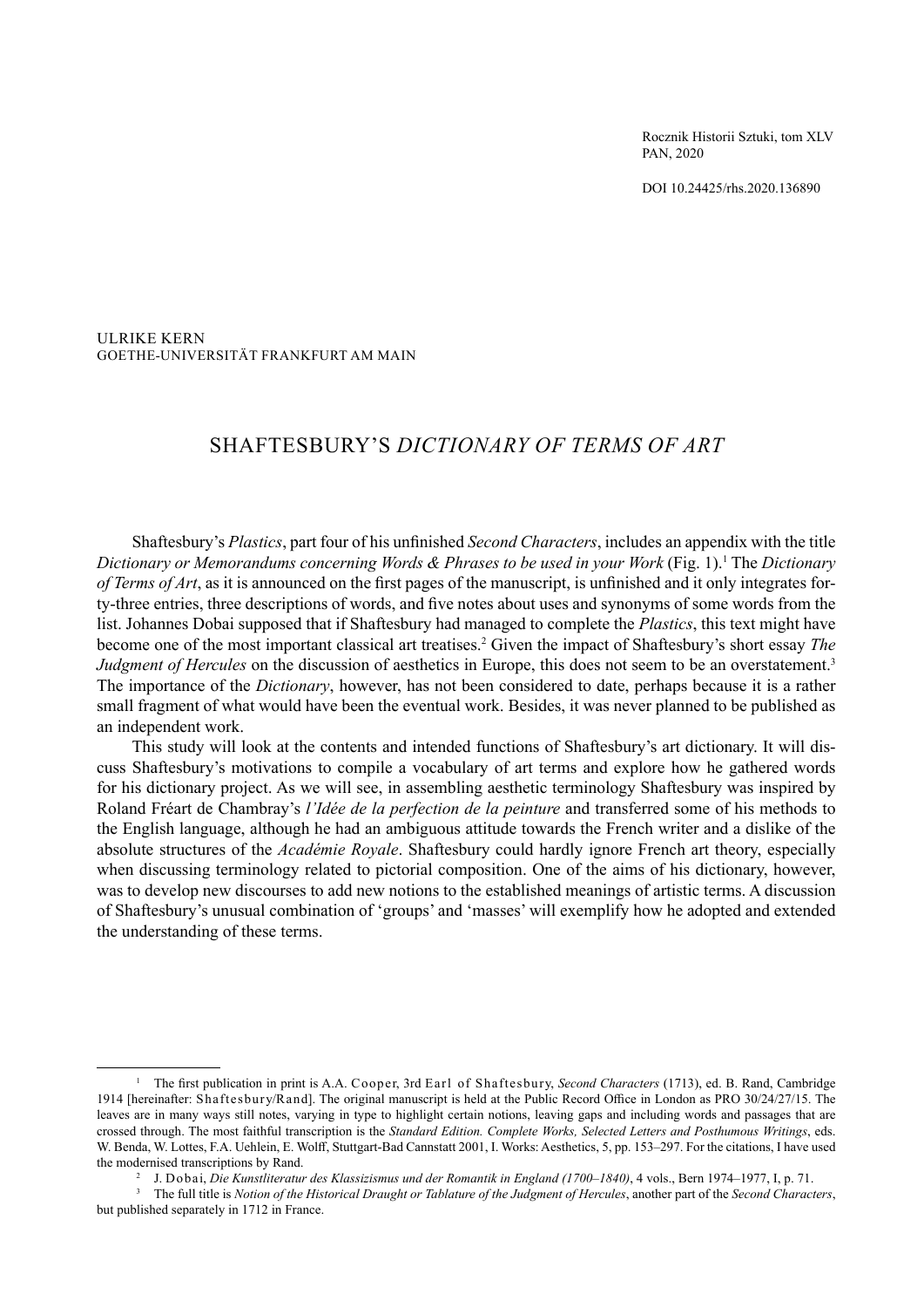ULRIKE KERN
GOETHE-UNIVERSITÄT FRANKFURT AM MAIN

# SHAFTESBURY'S *DICTIONARY OF TERMS OF ART*

Shaftesbury's *Plastics*, part four of his unfinished *Second Characters*, includes an appendix with the title *Dictionary or Memorandums concerning Words & Phrases to be used in your Work* (Fig. 1).[1] The *Dictionary of Terms of Art*, as it is announced on the first pages of the manuscript, is unfinished and it only integrates forty-three entries, three descriptions of words, and five notes about uses and synonyms of some words from the list. Johannes Dobai supposed that if Shaftesbury had managed to complete the *Plastics*, this text might have become one of the most important classical art treatises.[2] Given the impact of Shaftesbury's short essay *The Judgment of Hercules* on the discussion of aesthetics in Europe, this does not seem to be an overstatement.[3] The importance of the *Dictionary*, however, has not been considered to date, perhaps because it is a rather small fragment of what would have been the eventual work. Besides, it was never planned to be published as an independent work.

This study will look at the contents and intended functions of Shaftesbury's art dictionary. It will discuss Shaftesbury's motivations to compile a vocabulary of art terms and explore how he gathered words for his dictionary project. As we will see, in assembling aesthetic terminology Shaftesbury was inspired by Roland Fréart de Chambray's *l'Idée de la perfection de la peinture* and transferred some of his methods to the English language, although he had an ambiguous attitude towards the French writer and a dislike of the absolute structures of the *Académie Royale*. Shaftesbury could hardly ignore French art theory, especially when discussing terminology related to pictorial composition. One of the aims of his dictionary, however, was to develop new discourses to add new notions to the established meanings of artistic terms. A discussion of Shaftesbury's unusual combination of 'groups' and 'masses' will exemplify how he adopted and extended the understanding of these terms.

---

[1] The first publication in print is A.A. Cooper, 3rd Earl of Shaftesbury, *Second Characters* (1713), ed. B. Rand, Cambridge 1914 [hereinafter: Shaftesbury/Rand]. The original manuscript is held at the Public Record Office in London as PRO 30/24/27/15. The leaves are in many ways still notes, varying in type to highlight certain notions, leaving gaps and including words and passages that are crossed through. The most faithful transcription is the *Standard Edition. Complete Works, Selected Letters and Posthumous Writings*, eds. W. Benda, W. Lottes, F.A. Uehlein, E. Wolff, Stuttgart-Bad Cannstatt 2001, I. Works: Aesthetics, 5, pp. 153–297. For the citations, I have used the modernised transcriptions by Rand.

[2] J. Dobai, *Die Kunstliteratur des Klassizismus und der Romantik in England (1700–1840)*, 4 vols., Bern 1974–1977, I, p. 71.

[3] The full title is *Notion of the Historical Draught or Tablature of the Judgment of Hercules*, another part of the *Second Characters*, but published separately in 1712 in France.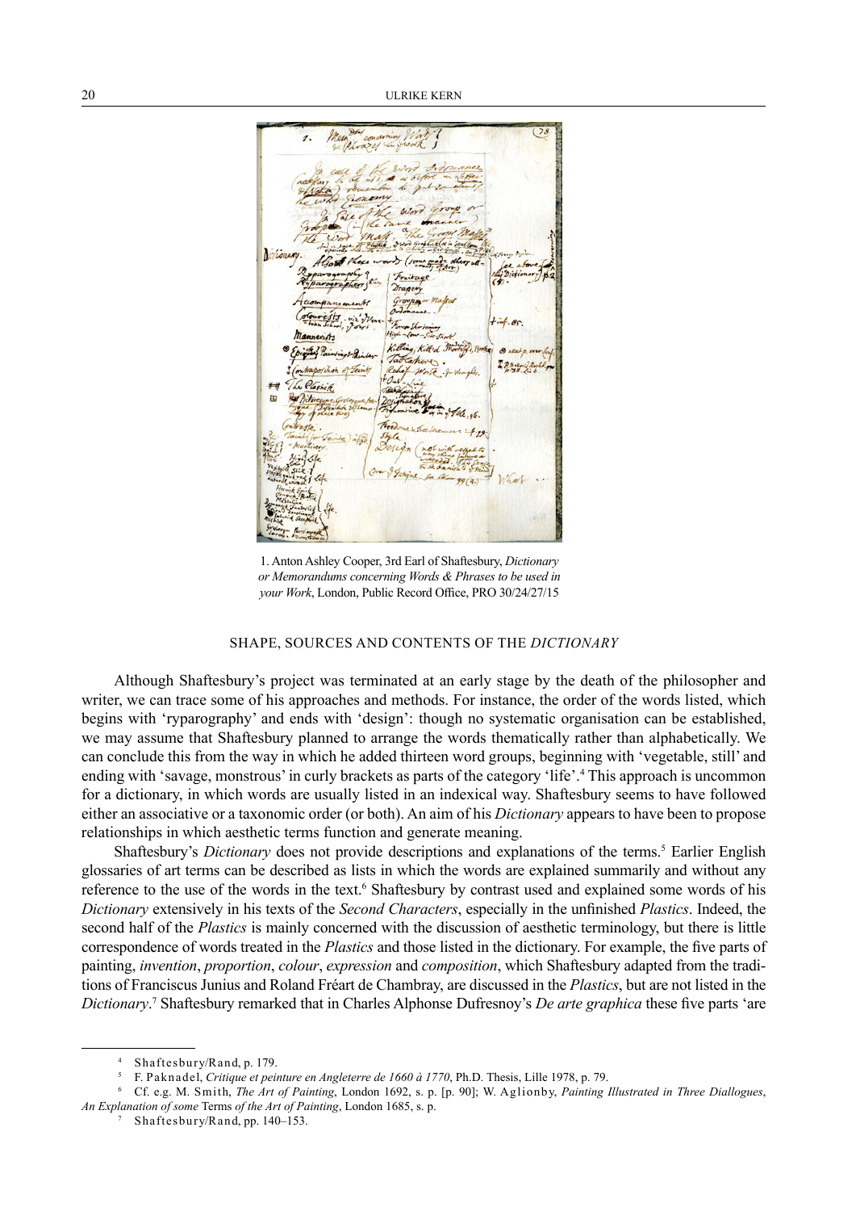1. Anton Ashley Cooper, 3rd Earl of Shaftesbury, *Dictionary or Memorandums concerning Words & Phrases to be used in your Work*, London, Public Record Office, PRO 30/24/27/15

## SHAPE, SOURCES AND CONTENTS OF THE *DICTIONARY*

Although Shaftesbury's project was terminated at an early stage by the death of the philosopher and writer, we can trace some of his approaches and methods. For instance, the order of the words listed, which begins with 'ryparography' and ends with 'design': though no systematic organisation can be established, we may assume that Shaftesbury planned to arrange the words thematically rather than alphabetically. We can conclude this from the way in which he added thirteen word groups, beginning with 'vegetable, still' and ending with 'savage, monstrous' in curly brackets as parts of the category 'life'.[4] This approach is uncommon for a dictionary, in which words are usually listed in an indexical way. Shaftesbury seems to have followed either an associative or a taxonomic order (or both). An aim of his *Dictionary* appears to have been to propose relationships in which aesthetic terms function and generate meaning.

Shaftesbury's *Dictionary* does not provide descriptions and explanations of the terms.[5] Earlier English glossaries of art terms can be described as lists in which the words are explained summarily and without any reference to the use of the words in the text.[6] Shaftesbury by contrast used and explained some words of his *Dictionary* extensively in his texts of the *Second Characters*, especially in the unfinished *Plastics*. Indeed, the second half of the *Plastics* is mainly concerned with the discussion of aesthetic terminology, but there is little correspondence of words treated in the *Plastics* and those listed in the dictionary. For example, the five parts of painting, *invention*, *proportion*, *colour*, *expression* and *composition*, which Shaftesbury adapted from the traditions of Franciscus Junius and Roland Fréart de Chambray, are discussed in the *Plastics*, but are not listed in the *Dictionary*.[7] Shaftesbury remarked that in Charles Alphonse Dufresnoy's *De arte graphica* these five parts 'are

---

[4] Shaftesbury/Rand, p. 179.

[5] F. Paknadel, *Critique et peinture en Angleterre de 1660 à 1770*, Ph.D. Thesis, Lille 1978, p. 79.

[6] Cf. e.g. M. Smith, *The Art of Painting*, London 1692, s. p. [p. 90]; W. Aglionby, *Painting Illustrated in Three Diallogues*, *An Explanation of some* Terms *of the Art of Painting*, London 1685, s. p.

[7] Shaftesbury/Rand, pp. 140–153.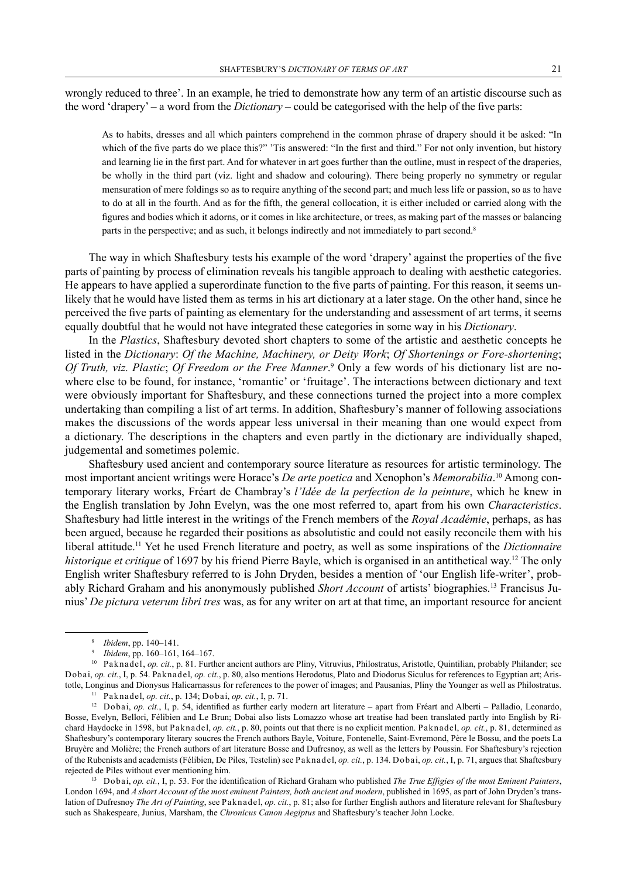wrongly reduced to three'. In an example, he tried to demonstrate how any term of an artistic discourse such as the word 'drapery' – a word from the *Dictionary* – could be categorised with the help of the five parts:

> As to habits, dresses and all which painters comprehend in the common phrase of drapery should it be asked: "In which of the five parts do we place this?" 'Tis answered: "In the first and third." For not only invention, but history and learning lie in the first part. And for whatever in art goes further than the outline, must in respect of the draperies, be wholly in the third part (viz. light and shadow and colouring). There being properly no symmetry or regular mensuration of mere foldings so as to require anything of the second part; and much less life or passion, so as to have to do at all in the fourth. And as for the fifth, the general collocation, it is either included or carried along with the figures and bodies which it adorns, or it comes in like architecture, or trees, as making part of the masses or balancing parts in the perspective; and as such, it belongs indirectly and not immediately to part second.[8]

The way in which Shaftesbury tests his example of the word 'drapery' against the properties of the five parts of painting by process of elimination reveals his tangible approach to dealing with aesthetic categories. He appears to have applied a superordinate function to the five parts of painting. For this reason, it seems unlikely that he would have listed them as terms in his art dictionary at a later stage. On the other hand, since he perceived the five parts of painting as elementary for the understanding and assessment of art terms, it seems equally doubtful that he would not have integrated these categories in some way in his *Dictionary*.

In the *Plastics*, Shaftesbury devoted short chapters to some of the artistic and aesthetic concepts he listed in the *Dictionary*: *Of the Machine, Machinery, or Deity Work*; *Of Shortenings or Fore-shortening*; *Of Truth, viz. Plastic*; *Of Freedom or the Free Manner*.[9] Only a few words of his dictionary list are nowhere else to be found, for instance, 'romantic' or 'fruitage'. The interactions between dictionary and text were obviously important for Shaftesbury, and these connections turned the project into a more complex undertaking than compiling a list of art terms. In addition, Shaftesbury's manner of following associations makes the discussions of the words appear less universal in their meaning than one would expect from a dictionary. The descriptions in the chapters and even partly in the dictionary are individually shaped, judgemental and sometimes polemic.

Shaftesbury used ancient and contemporary source literature as resources for artistic terminology. The most important ancient writings were Horace's *De arte poetica* and Xenophon's *Memorabilia*.[10] Among contemporary literary works, Fréart de Chambray's *l'Idée de la perfection de la peinture*, which he knew in the English translation by John Evelyn, was the one most referred to, apart from his own *Characteristics*. Shaftesbury had little interest in the writings of the French members of the *Royal Académie*, perhaps, as has been argued, because he regarded their positions as absolutistic and could not easily reconcile them with his liberal attitude.[11] Yet he used French literature and poetry, as well as some inspirations of the *Dictionnaire historique et critique* of 1697 by his friend Pierre Bayle, which is organised in an antithetical way.[12] The only English writer Shaftesbury referred to is John Dryden, besides a mention of 'our English life-writer', probably Richard Graham and his anonymously published *Short Account* of artists' biographies.[13] Francisus Junius' *De pictura veterum libri tres* was, as for any writer on art at that time, an important resource for ancient

---

[8] *Ibidem*, pp. 140–141.

[9] *Ibidem*, pp. 160–161, 164–167.

[10] Paknadel, *op. cit.*, p. 81. Further ancient authors are Pliny, Vitruvius, Philostratus, Aristotle, Quintilian, probably Philander; see Dobai, *op. cit.*, I, p. 54. Paknadel, *op. cit.*, p. 80, also mentions Herodotus, Plato and Diodorus Siculus for references to Egyptian art; Aristotle, Longinus and Dionysus Halicarnassus for references to the power of images; and Pausanias, Pliny the Younger as well as Philostratus.

[11] Paknadel, *op. cit.*, p. 134; Dobai, *op. cit.*, I, p. 71.

[12] Dobai, *op. cit.*, I, p. 54, identified as further early modern art literature – apart from Fréart and Alberti – Palladio, Leonardo, Bosse, Evelyn, Bellori, Félibien and Le Brun; Dobai also lists Lomazzo whose art treatise had been translated partly into English by Richard Haydocke in 1598, but Paknadel, *op. cit.*, p. 80, points out that there is no explicit mention. Paknadel, *op. cit.*, p. 81, determined as Shaftesbury's contemporary literary soucres the French authors Bayle, Voiture, Fontenelle, Saint-Evremond, Père le Bossu, and the poets La Bruyère and Molière; the French authors of art literature Bosse and Dufresnoy, as well as the letters by Poussin. For Shaftesbury's rejection of the Rubenists and academists (Félibien, De Piles, Testelin) see Paknadel, *op. cit.*, p. 134. Dobai, *op. cit.*, I, p. 71, argues that Shaftesbury rejected de Piles without ever mentioning him.

[13] Dobai, *op. cit.*, I, p. 53. For the identification of Richard Graham who published *The True Effigies of the most Eminent Painters*, London 1694, and *A short Account of the most eminent Painters, both ancient and modern*, published in 1695, as part of John Dryden's translation of Dufresnoy *The Art of Painting*, see Paknadel, *op. cit.*, p. 81; also for further English authors and literature relevant for Shaftesbury such as Shakespeare, Junius, Marsham, the *Chronicus Canon Aegiptus* and Shaftesbury's teacher John Locke.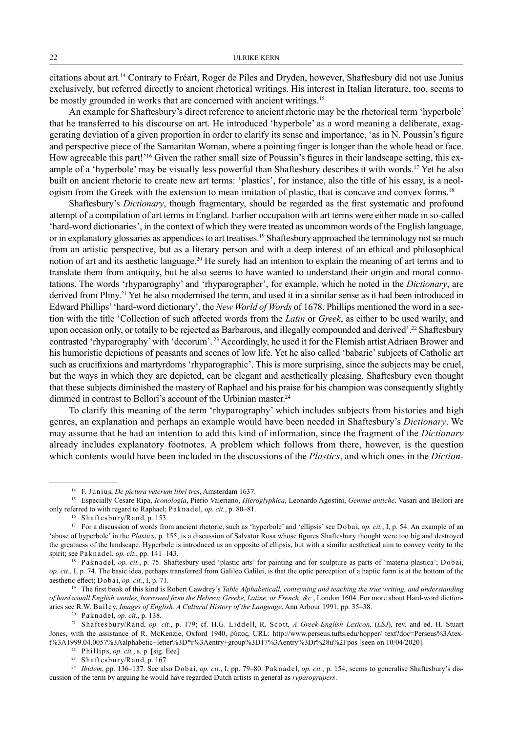citations about art.[14] Contrary to Fréart, Roger de Piles and Dryden, however, Shaftesbury did not use Junius exclusively, but referred directly to ancient rhetorical writings. His interest in Italian literature, too, seems to be mostly grounded in works that are concerned with ancient writings.[15]

An example for Shaftesbury's direct reference to ancient rhetoric may be the rhetorical term 'hyperbole' that he transferred to his discourse on art. He introduced 'hyperbole' as a word meaning a deliberate, exaggerating deviation of a given proportion in order to clarify its sense and importance, 'as in N. Poussin's figure and perspective piece of the Samaritan Woman, where a pointing finger is longer than the whole head or face. How agreeable this part!'[16] Given the rather small size of Poussin's figures in their landscape setting, this example of a 'hyperbole' may be visually less powerful than Shaftesbury describes it with words.[17] Yet he also built on ancient rhetoric to create new art terms: 'plastics', for instance, also the title of his essay, is a neologism from the Greek with the extension to mean imitation of plastic, that is concave and convex forms.[18]

Shaftesbury's *Dictionary*, though fragmentary, should be regarded as the first systematic and profound attempt of a compilation of art terms in England. Earlier occupation with art terms were either made in so-called 'hard-word dictionaries', in the context of which they were treated as uncommon words of the English language, or in explanatory glossaries as appendices to art treatises.[19] Shaftesbury approached the terminology not so much from an artistic perspective, but as a literary person and with a deep interest of an ethical and philosophical notion of art and its aesthetic language.[20] He surely had an intention to explain the meaning of art terms and to translate them from antiquity, but he also seems to have wanted to understand their origin and moral connotations. The words 'rhyparography' and 'rhyparographer', for example, which he noted in the *Dictionary*, are derived from Pliny.[21] Yet he also modernised the term, and used it in a similar sense as it had been introduced in Edward Phillips' 'hard-word dictionary', the *New World of Words* of 1678. Phillips mentioned the word in a section with the title 'Collection of such affected words from the *Latin* or *Greek*, as either to be used warily, and upon occasion only, or totally to be rejected as Barbarous, and illegally compounded and derived'.[22] Shaftesbury contrasted 'rhyparography' with 'decorum'.[23] Accordingly, he used it for the Flemish artist Adriaen Brower and his humoristic depictions of peasants and scenes of low life. Yet he also called 'babaric' subjects of Catholic art such as crucifixions and martyrdoms 'rhyparographic'. This is more surprising, since the subjects may be cruel, but the ways in which they are depicted, can be elegant and aesthetically pleasing. Shaftesbury even thought that these subjects diminished the mastery of Raphael and his praise for his champion was consequently slightly dimmed in contrast to Bellori's account of the Urbinian master.[24]

To clarify this meaning of the term 'rhyparography' which includes subjects from histories and high genres, an explanation and perhaps an example would have been needed in Shaftesbury's *Dictionary*. We may assume that he had an intention to add this kind of information, since the fragment of the *Dictionary* already includes explanatory footnotes. A problem which follows from there, however, is the question which contents would have been included in the discussions of the *Plastics*, and which ones in the *Diction-*

---

[14] F. Junius, *De pictura veterum libri tres*, Amsterdam 1637.

[15] Especially Cesare Ripa, *Iconologia*, Pierio Valeriano, *Hieroglyphica*, Leonardo Agostini, *Gemme antiche*. Vasari and Bellori are only referred to with regard to Raphael; Paknadel, *op. cit.*, p. 80–81.

[16] Shaftesbury/Rand, p. 153.

[17] For a discussion of words from ancient rhetoric, such as 'hyperbole' and 'ellipsis' see Dobai, *op. cit.*, I, p. 54. An example of an 'abuse of hyperbole' in the *Plastics*, p. 155, is a discussion of Salvator Rosa whose figures Shaftesbury thought were too big and destroyed the greatness of the landscape. Hyperbole is introduced as an opposite of ellipsis, but with a similar aesthetical aim to convey verity to the spirit; see Paknadel, *op. cit.*, pp. 141–143.

[18] Paknadel, *op. cit.*, p. 75. Shaftesbury used 'plastic arts' for painting and for sculpture as parts of 'materia plastica'; Dobai, *op. cit.*, I, p. 74. The basic idea, perhaps transferred from Galileo Galilei, is that the optic perception of a haptic form is at the bottom of the aesthetic effect; Dobai, *op. cit.*, I, p. 71.

[19] The first book of this kind is Robert Cawdrey's *Table Alphabeticall, conteyning and teaching the true writing, and understanding of hard usuall English wordes, borrowed from the Hebrew, Greeke, Latine, or French. &c.*, London 1604. For more about Hard-word dictionaries see R.W. Bailey, *Images of English. A Cultural History of the Language*, Ann Arbour 1991, pp. 35–38.

[20] Paknadel, *op. cit.*, p. 138.

[21] Shaftesbury/Rand, *op. cit.*, p. 179; cf. H.G. Liddell, R. Scott, *A Greek-English Lexicon,* (*LSJ*), rev. and ed. H. Stuart Jones, with the assistance of R. McKenzie, Oxford 1940, ῥύπος, URL: http://www.perseus.tufts.edu/hopper/ text?doc=Perseus%3Atext%3A1999.04.0057%3Aalphabetic+letter%3D*r%3Aentry+group%3D17%3Aentry%3Dr%28u%2Fpos [seen on 10/04/2020].

[22] Phillips, *op. cit.*, s. p. [sig. Eee].

[23] Shaftesbury/Rand, p. 167.

[24] *Ibidem*, pp. 136–137. See also Dobai, *op. cit.*, I, pp. 79–80. Paknadel, *op. cit.*, p. 154, seems to generalise Shaftesbury's discussion of the term by arguing he would have regarded Dutch artists in general as *ryparograpers*.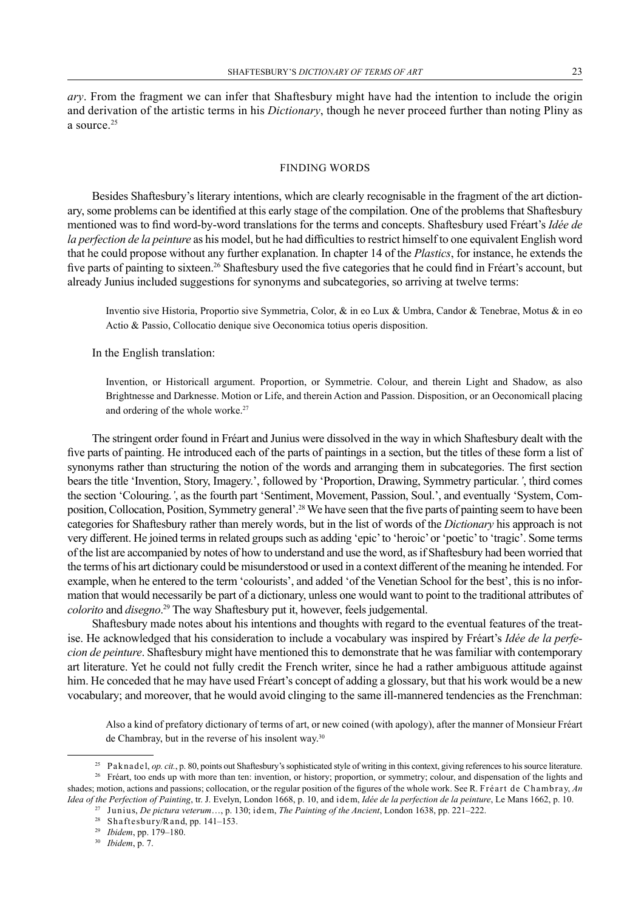*ary*. From the fragment we can infer that Shaftesbury might have had the intention to include the origin and derivation of the artistic terms in his *Dictionary*, though he never proceed further than noting Pliny as a source.[25]

## FINDING WORDS

Besides Shaftesbury's literary intentions, which are clearly recognisable in the fragment of the art dictionary, some problems can be identified at this early stage of the compilation. One of the problems that Shaftesbury mentioned was to find word-by-word translations for the terms and concepts. Shaftesbury used Fréart's *Idée de la perfection de la peinture* as his model, but he had difficulties to restrict himself to one equivalent English word that he could propose without any further explanation. In chapter 14 of the *Plastics*, for instance, he extends the five parts of painting to sixteen.[26] Shaftesbury used the five categories that he could find in Fréart's account, but already Junius included suggestions for synonyms and subcategories, so arriving at twelve terms:

> Inventio sive Historia, Proportio sive Symmetria, Color, & in eo Lux & Umbra, Candor & Tenebrae, Motus & in eo Actio & Passio, Collocatio denique sive Oeconomica totius operis disposition.

In the English translation:

> Invention, or Historicall argument. Proportion, or Symmetrie. Colour, and therein Light and Shadow, as also Brightnesse and Darknesse. Motion or Life, and therein Action and Passion. Disposition, or an Oeconomicall placing and ordering of the whole worke.[27]

The stringent order found in Fréart and Junius were dissolved in the way in which Shaftesbury dealt with the five parts of painting. He introduced each of the parts of paintings in a section, but the titles of these form a list of synonyms rather than structuring the notion of the words and arranging them in subcategories. The first section bears the title 'Invention, Story, Imagery.', followed by 'Proportion, Drawing, Symmetry particular.', third comes the section 'Colouring.', as the fourth part 'Sentiment, Movement, Passion, Soul.', and eventually 'System, Composition, Collocation, Position, Symmetry general'.[28] We have seen that the five parts of painting seem to have been categories for Shaftesbury rather than merely words, but in the list of words of the *Dictionary* his approach is not very different. He joined terms in related groups such as adding 'epic' to 'heroic' or 'poetic' to 'tragic'. Some terms of the list are accompanied by notes of how to understand and use the word, as if Shaftesbury had been worried that the terms of his art dictionary could be misunderstood or used in a context different of the meaning he intended. For example, when he entered to the term 'colourists', and added 'of the Venetian School for the best', this is no information that would necessarily be part of a dictionary, unless one would want to point to the traditional attributes of *colorito* and *disegno*.[29] The way Shaftesbury put it, however, feels judgemental.

Shaftesbury made notes about his intentions and thoughts with regard to the eventual features of the treatise. He acknowledged that his consideration to include a vocabulary was inspired by Fréart's *Idée de la perfecion de peinture*. Shaftesbury might have mentioned this to demonstrate that he was familiar with contemporary art literature. Yet he could not fully credit the French writer, since he had a rather ambiguous attitude against him. He conceded that he may have used Fréart's concept of adding a glossary, but that his work would be a new vocabulary; and moreover, that he would avoid clinging to the same ill-mannered tendencies as the Frenchman:

> Also a kind of prefatory dictionary of terms of art, or new coined (with apology), after the manner of Monsieur Fréart de Chambray, but in the reverse of his insolent way.[30]

---

[25] Paknadel, *op. cit.*, p. 80, points out Shaftesbury's sophisticated style of writing in this context, giving references to his source literature.

[26] Fréart, too ends up with more than ten: invention, or history; proportion, or symmetry; colour, and dispensation of the lights and shades; motion, actions and passions; collocation, or the regular position of the figures of the whole work. See R. Fréart de Chambray, *An Idea of the Perfection of Painting*, tr. J. Evelyn, London 1668, p. 10, and idem, *Idée de la perfection de la peinture*, Le Mans 1662, p. 10.

[27] Junius, *De pictura veterum*…, p. 130; idem, *The Painting of the Ancient*, London 1638, pp. 221–222.

[28] Shaftesbury/Rand, pp. 141–153.

[29] *Ibidem*, pp. 179–180.

[30] *Ibidem*, p. 7.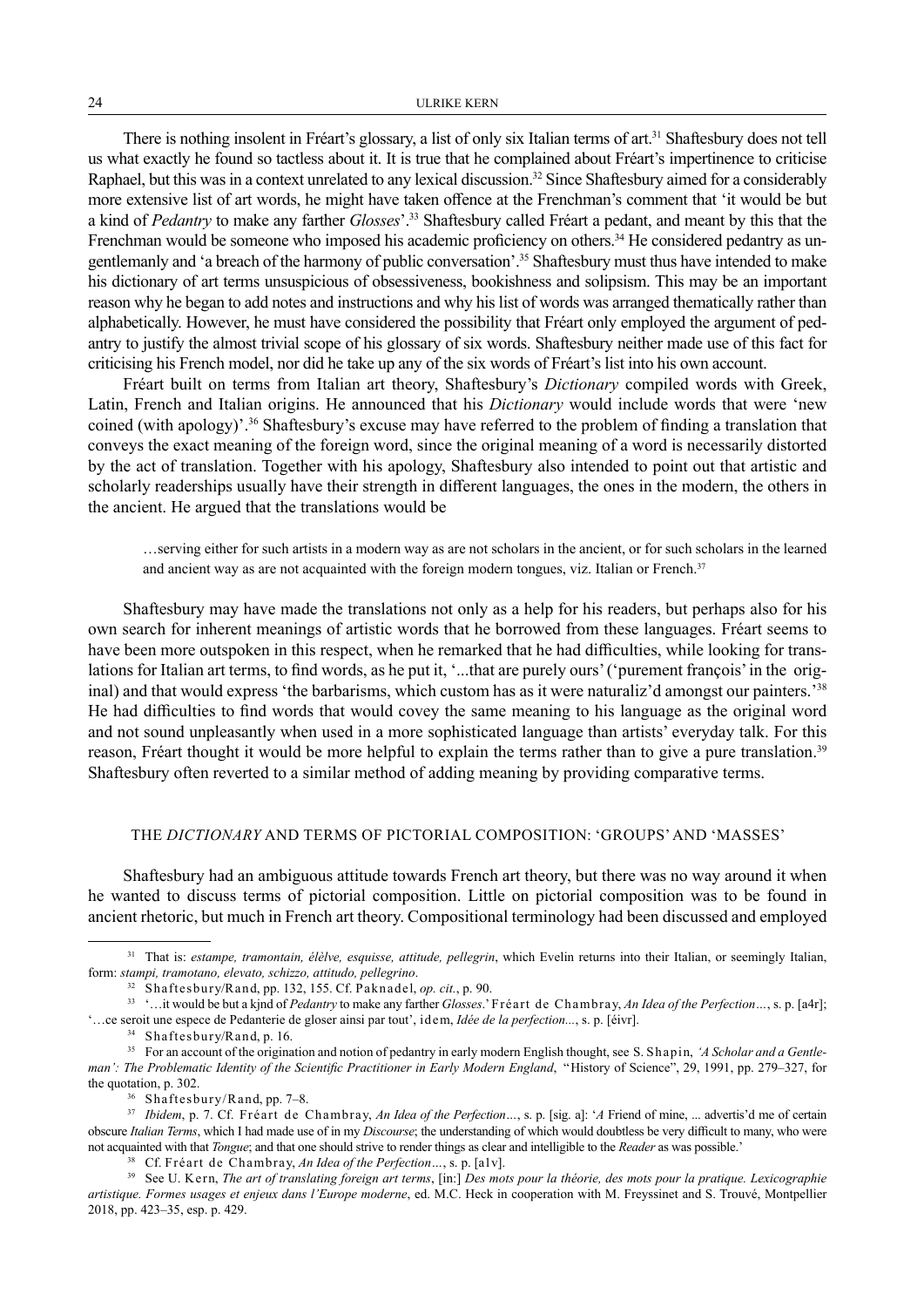There is nothing insolent in Fréart's glossary, a list of only six Italian terms of art.[31] Shaftesbury does not tell us what exactly he found so tactless about it. It is true that he complained about Fréart's impertinence to criticise Raphael, but this was in a context unrelated to any lexical discussion.[32] Since Shaftesbury aimed for a considerably more extensive list of art words, he might have taken offence at the Frenchman's comment that 'it would be but a kind of *Pedantry* to make any farther *Glosses*'.[33] Shaftesbury called Fréart a pedant, and meant by this that the Frenchman would be someone who imposed his academic proficiency on others.[34] He considered pedantry as ungentlemanly and 'a breach of the harmony of public conversation'.[35] Shaftesbury must thus have intended to make his dictionary of art terms unsuspicious of obsessiveness, bookishness and solipsism. This may be an important reason why he began to add notes and instructions and why his list of words was arranged thematically rather than alphabetically. However, he must have considered the possibility that Fréart only employed the argument of pedantry to justify the almost trivial scope of his glossary of six words. Shaftesbury neither made use of this fact for criticising his French model, nor did he take up any of the six words of Fréart's list into his own account.

Fréart built on terms from Italian art theory, Shaftesbury's *Dictionary* compiled words with Greek, Latin, French and Italian origins. He announced that his *Dictionary* would include words that were 'new coined (with apology)'.[36] Shaftesbury's excuse may have referred to the problem of finding a translation that conveys the exact meaning of the foreign word, since the original meaning of a word is necessarily distorted by the act of translation. Together with his apology, Shaftesbury also intended to point out that artistic and scholarly readerships usually have their strength in different languages, the ones in the modern, the others in the ancient. He argued that the translations would be

> …serving either for such artists in a modern way as are not scholars in the ancient, or for such scholars in the learned and ancient way as are not acquainted with the foreign modern tongues, viz. Italian or French.[37]

Shaftesbury may have made the translations not only as a help for his readers, but perhaps also for his own search for inherent meanings of artistic words that he borrowed from these languages. Fréart seems to have been more outspoken in this respect, when he remarked that he had difficulties, while looking for translations for Italian art terms, to find words, as he put it, '...that are purely ours' ('purement françois' in the original) and that would express 'the barbarisms, which custom has as it were naturaliz'd amongst our painters.'[38] He had difficulties to find words that would covey the same meaning to his language as the original word and not sound unpleasantly when used in a more sophisticated language than artists' everyday talk. For this reason, Fréart thought it would be more helpful to explain the terms rather than to give a pure translation.[39] Shaftesbury often reverted to a similar method of adding meaning by providing comparative terms.

## THE *DICTIONARY* AND TERMS OF PICTORIAL COMPOSITION: 'GROUPS' AND 'MASSES'

Shaftesbury had an ambiguous attitude towards French art theory, but there was no way around it when he wanted to discuss terms of pictorial composition. Little on pictorial composition was to be found in ancient rhetoric, but much in French art theory. Compositional terminology had been discussed and employed

---

[31] That is: *estampe, tramontain, élèlve, esquisse, attitude, pellegrin*, which Evelin returns into their Italian, or seemingly Italian, form: *stampi, tramotano, elevato, schizzo, attitudo, pellegrino*.

[32] Shaftesbury/Rand, pp. 132, 155. Cf. Paknadel, *op. cit.*, p. 90.

[33] '…it would be but a kjnd of *Pedantry* to make any farther *Glosses*.' Fréart de Chambray, *An Idea of the Perfection…*, s. p. [a4r]; '…ce seroit une espece de Pedanterie de gloser ainsi par tout', idem, *Idée de la perfection...*, s. p. [éivr].

[34] Shaftesbury/Rand, p. 16.

[35] For an account of the origination and notion of pedantry in early modern English thought, see S. Shapin, *'A Scholar and a Gentleman': The Problematic Identity of the Scientific Practitioner in Early Modern England*, "History of Science", 29, 1991, pp. 279–327, for the quotation, p. 302.

[36] Shaftesbury/Rand, pp. 7–8.

[37] *Ibidem*, p. 7. Cf. Fréart de Chambray, *An Idea of the Perfection…*, s. p. [sig. a]: '*A* Friend of mine, ... advertis'd me of certain obscure *Italian Terms*, which I had made use of in my *Discourse*; the understanding of which would doubtless be very difficult to many, who were not acquainted with that *Tongue*; and that one should strive to render things as clear and intelligible to the *Reader* as was possible.'

[38] Cf. Fréart de Chambray, *An Idea of the Perfection…*, s. p. [a1v].

[39] See U. Kern, *The art of translating foreign art terms*, [in:] *Des mots pour la théorie, des mots pour la pratique. Lexicographie artistique. Formes usages et enjeux dans l'Europe moderne*, ed. M.C. Heck in cooperation with M. Freyssinet and S. Trouvé, Montpellier 2018, pp. 423–35, esp. p. 429.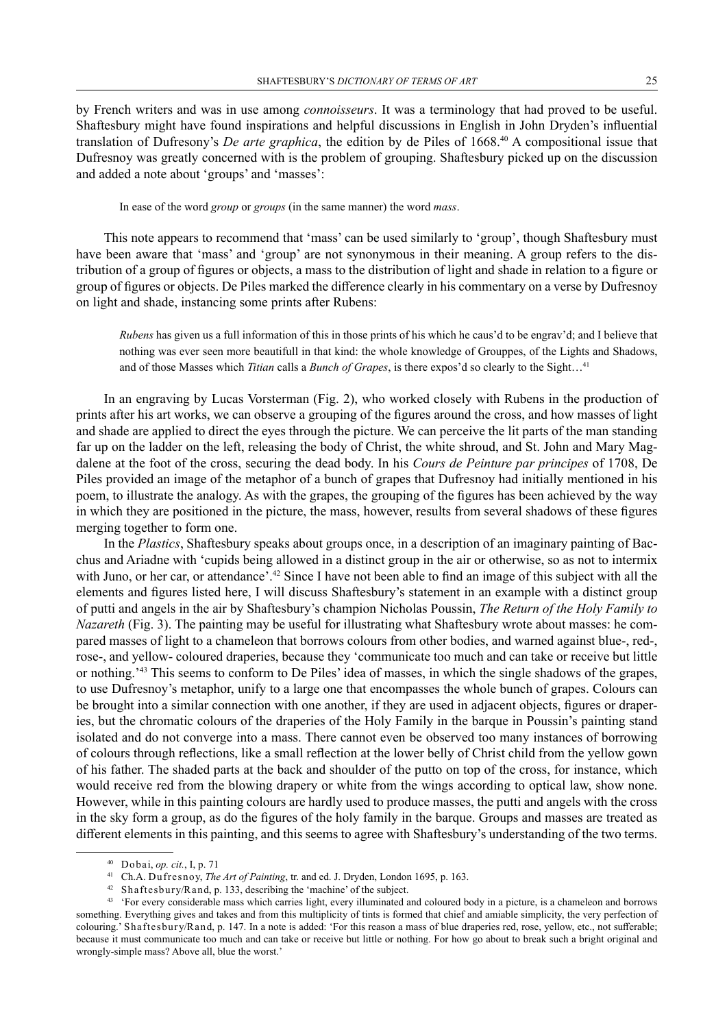by French writers and was in use among *connoisseurs*. It was a terminology that had proved to be useful. Shaftesbury might have found inspirations and helpful discussions in English in John Dryden's influential translation of Dufresony's *De arte graphica*, the edition by de Piles of 1668.[40] A compositional issue that Dufresnoy was greatly concerned with is the problem of grouping. Shaftesbury picked up on the discussion and added a note about 'groups' and 'masses':

> In ease of the word *group* or *groups* (in the same manner) the word *mass*.

This note appears to recommend that 'mass' can be used similarly to 'group', though Shaftesbury must have been aware that 'mass' and 'group' are not synonymous in their meaning. A group refers to the distribution of a group of figures or objects, a mass to the distribution of light and shade in relation to a figure or group of figures or objects. De Piles marked the difference clearly in his commentary on a verse by Dufresnoy on light and shade, instancing some prints after Rubens:

> *Rubens* has given us a full information of this in those prints of his which he caus'd to be engrav'd; and I believe that nothing was ever seen more beautifull in that kind: the whole knowledge of Grouppes, of the Lights and Shadows, and of those Masses which *Titian* calls a *Bunch of Grapes*, is there expos'd so clearly to the Sight…[41]

In an engraving by Lucas Vorsterman (Fig. 2), who worked closely with Rubens in the production of prints after his art works, we can observe a grouping of the figures around the cross, and how masses of light and shade are applied to direct the eyes through the picture. We can perceive the lit parts of the man standing far up on the ladder on the left, releasing the body of Christ, the white shroud, and St. John and Mary Magdalene at the foot of the cross, securing the dead body. In his *Cours de Peinture par principes* of 1708, De Piles provided an image of the metaphor of a bunch of grapes that Dufresnoy had initially mentioned in his poem, to illustrate the analogy. As with the grapes, the grouping of the figures has been achieved by the way in which they are positioned in the picture, the mass, however, results from several shadows of these figures merging together to form one.

In the *Plastics*, Shaftesbury speaks about groups once, in a description of an imaginary painting of Bacchus and Ariadne with 'cupids being allowed in a distinct group in the air or otherwise, so as not to intermix with Juno, or her car, or attendance'.[42] Since I have not been able to find an image of this subject with all the elements and figures listed here, I will discuss Shaftesbury's statement in an example with a distinct group of putti and angels in the air by Shaftesbury's champion Nicholas Poussin, *The Return of the Holy Family to Nazareth* (Fig. 3). The painting may be useful for illustrating what Shaftesbury wrote about masses: he compared masses of light to a chameleon that borrows colours from other bodies, and warned against blue-, red-, rose-, and yellow- coloured draperies, because they 'communicate too much and can take or receive but little or nothing.'[43] This seems to conform to De Piles' idea of masses, in which the single shadows of the grapes, to use Dufresnoy's metaphor, unify to a large one that encompasses the whole bunch of grapes. Colours can be brought into a similar connection with one another, if they are used in adjacent objects, figures or draperies, but the chromatic colours of the draperies of the Holy Family in the barque in Poussin's painting stand isolated and do not converge into a mass. There cannot even be observed too many instances of borrowing of colours through reflections, like a small reflection at the lower belly of Christ child from the yellow gown of his father. The shaded parts at the back and shoulder of the putto on top of the cross, for instance, which would receive red from the blowing drapery or white from the wings according to optical law, show none. However, while in this painting colours are hardly used to produce masses, the putti and angels with the cross in the sky form a group, as do the figures of the holy family in the barque. Groups and masses are treated as different elements in this painting, and this seems to agree with Shaftesbury's understanding of the two terms.

---

[40] Dobai, *op. cit.*, I, p. 71

[41] Ch.A. Dufresnoy, *The Art of Painting*, tr. and ed. J. Dryden, London 1695, p. 163.

[42] Shaftesbury/Rand, p. 133, describing the 'machine' of the subject.

[43] 'For every considerable mass which carries light, every illuminated and coloured body in a picture, is a chameleon and borrows something. Everything gives and takes and from this multiplicity of tints is formed that chief and amiable simplicity, the very perfection of colouring.' Shaftesbury/Rand, p. 147. In a note is added: 'For this reason a mass of blue draperies red, rose, yellow, etc., not sufferable; because it must communicate too much and can take or receive but little or nothing. For how go about to break such a bright original and wrongly-simple mass? Above all, blue the worst.'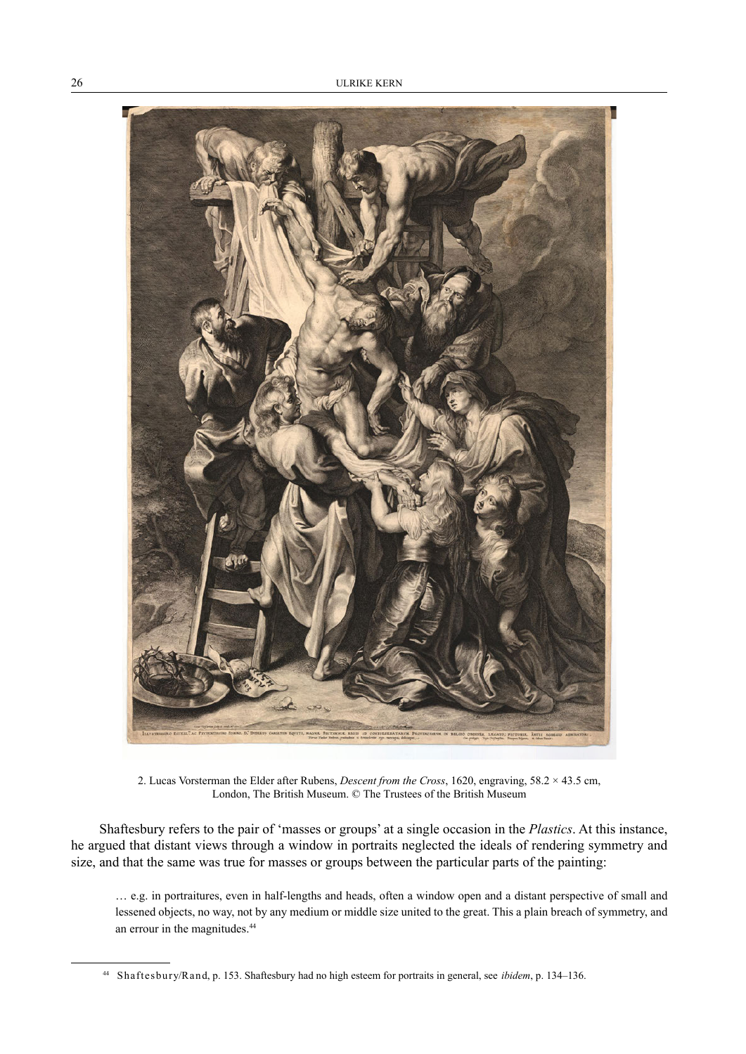2. Lucas Vorsterman the Elder after Rubens, *Descent from the Cross*, 1620, engraving, 58.2 × 43.5 cm, London, The British Museum. © The Trustees of the British Museum

Shaftesbury refers to the pair of 'masses or groups' at a single occasion in the *Plastics*. At this instance, he argued that distant views through a window in portraits neglected the ideals of rendering symmetry and size, and that the same was true for masses or groups between the particular parts of the painting:

> … e.g. in portraitures, even in half-lengths and heads, often a window open and a distant perspective of small and lessened objects, no way, not by any medium or middle size united to the great. This a plain breach of symmetry, and an errour in the magnitudes.[44]

[44] Shaftesbury/Rand, p. 153. Shaftesbury had no high esteem for portraits in general, see *ibidem*, p. 134–136.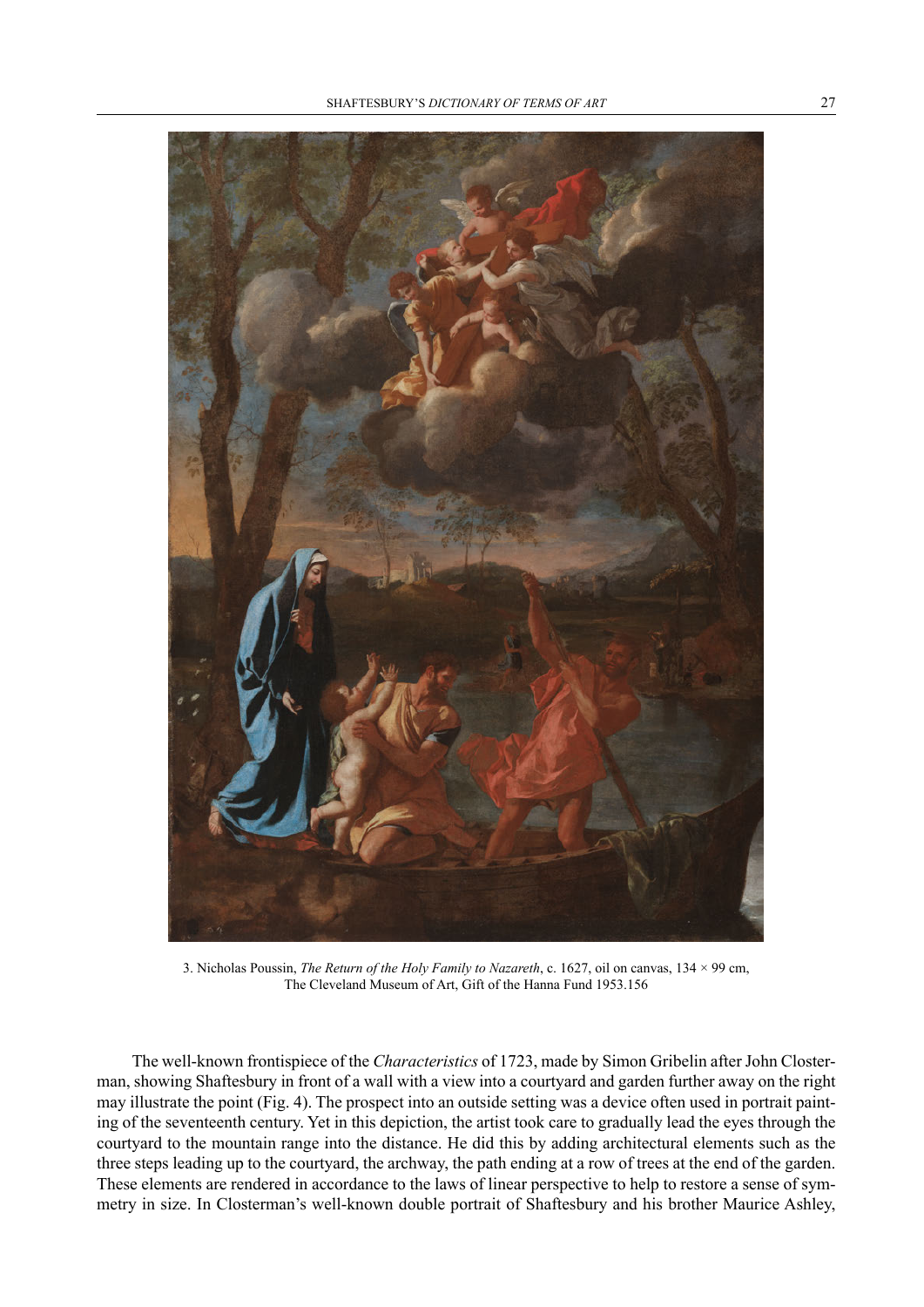3. Nicholas Poussin, *The Return of the Holy Family to Nazareth*, c. 1627, oil on canvas, 134 × 99 cm, The Cleveland Museum of Art, Gift of the Hanna Fund 1953.156

The well-known frontispiece of the *Characteristics* of 1723, made by Simon Gribelin after John Closterman, showing Shaftesbury in front of a wall with a view into a courtyard and garden further away on the right may illustrate the point (Fig. 4). The prospect into an outside setting was a device often used in portrait painting of the seventeenth century. Yet in this depiction, the artist took care to gradually lead the eyes through the courtyard to the mountain range into the distance. He did this by adding architectural elements such as the three steps leading up to the courtyard, the archway, the path ending at a row of trees at the end of the garden. These elements are rendered in accordance to the laws of linear perspective to help to restore a sense of symmetry in size. In Closterman's well-known double portrait of Shaftesbury and his brother Maurice Ashley,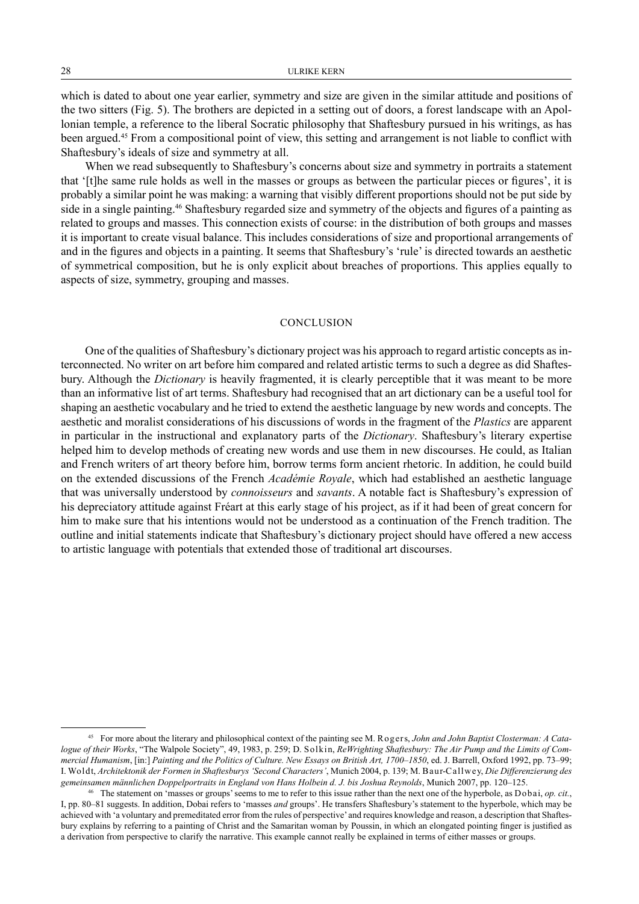which is dated to about one year earlier, symmetry and size are given in the similar attitude and positions of the two sitters (Fig. 5). The brothers are depicted in a setting out of doors, a forest landscape with an Apollonian temple, a reference to the liberal Socratic philosophy that Shaftesbury pursued in his writings, as has been argued.[45] From a compositional point of view, this setting and arrangement is not liable to conflict with Shaftesbury's ideals of size and symmetry at all.

When we read subsequently to Shaftesbury's concerns about size and symmetry in portraits a statement that '[t]he same rule holds as well in the masses or groups as between the particular pieces or figures', it is probably a similar point he was making: a warning that visibly different proportions should not be put side by side in a single painting.[46] Shaftesbury regarded size and symmetry of the objects and figures of a painting as related to groups and masses. This connection exists of course: in the distribution of both groups and masses it is important to create visual balance. This includes considerations of size and proportional arrangements of and in the figures and objects in a painting. It seems that Shaftesbury's 'rule' is directed towards an aesthetic of symmetrical composition, but he is only explicit about breaches of proportions. This applies equally to aspects of size, symmetry, grouping and masses.

## CONCLUSION

One of the qualities of Shaftesbury's dictionary project was his approach to regard artistic concepts as interconnected. No writer on art before him compared and related artistic terms to such a degree as did Shaftesbury. Although the *Dictionary* is heavily fragmented, it is clearly perceptible that it was meant to be more than an informative list of art terms. Shaftesbury had recognised that an art dictionary can be a useful tool for shaping an aesthetic vocabulary and he tried to extend the aesthetic language by new words and concepts. The aesthetic and moralist considerations of his discussions of words in the fragment of the *Plastics* are apparent in particular in the instructional and explanatory parts of the *Dictionary*. Shaftesbury's literary expertise helped him to develop methods of creating new words and use them in new discourses. He could, as Italian and French writers of art theory before him, borrow terms form ancient rhetoric. In addition, he could build on the extended discussions of the French *Académie Royale*, which had established an aesthetic language that was universally understood by *connoisseurs* and *savants*. A notable fact is Shaftesbury's expression of his depreciatory attitude against Fréart at this early stage of his project, as if it had been of great concern for him to make sure that his intentions would not be understood as a continuation of the French tradition. The outline and initial statements indicate that Shaftesbury's dictionary project should have offered a new access to artistic language with potentials that extended those of traditional art discourses.

---

[45] For more about the literary and philosophical context of the painting see M. Rogers, *John and John Baptist Closterman: A Catalogue of their Works*, "The Walpole Society", 49, 1983, p. 259; D. Solkin, *ReWrighting Shaftesbury: The Air Pump and the Limits of Commercial Humanism*, [in:] *Painting and the Politics of Culture. New Essays on British Art, 1700–1850*, ed. J. Barrell, Oxford 1992, pp. 73–99; I. Woldt, *Architektonik der Formen in Shaftesburys 'Second Characters'*, Munich 2004, p. 139; M. Baur-Callwey, *Die Differenzierung des gemeinsamen männlichen Doppelportraits in England von Hans Holbein d. J. bis Joshua Reynolds*, Munich 2007, pp. 120–125.

[46] The statement on 'masses or groups' seems to me to refer to this issue rather than the next one of the hyperbole, as Dobai, *op. cit.*, I, pp. 80–81 suggests. In addition, Dobai refers to 'masses *and* groups'. He transfers Shaftesbury's statement to the hyperbole, which may be achieved with 'a voluntary and premeditated error from the rules of perspective' and requires knowledge and reason, a description that Shaftesbury explains by referring to a painting of Christ and the Samaritan woman by Poussin, in which an elongated pointing finger is justified as a derivation from perspective to clarify the narrative. This example cannot really be explained in terms of either masses or groups.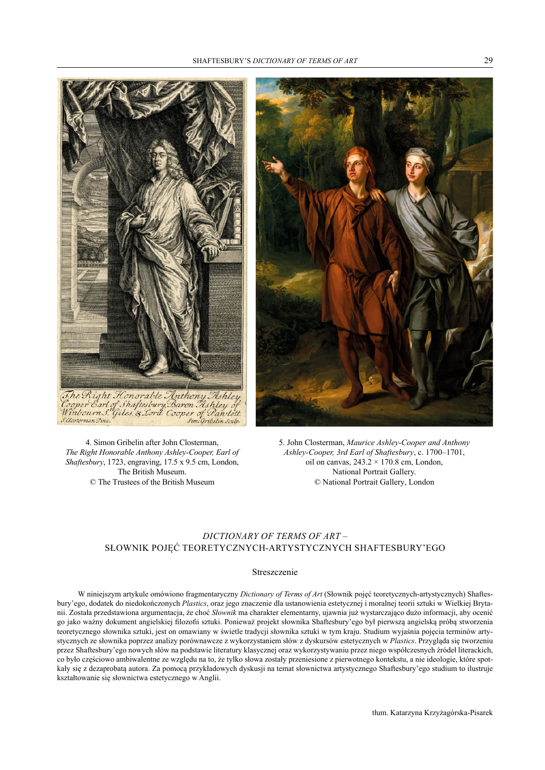4. Simon Gribelin after John Closterman, *The Right Honorable Anthony Ashley-Cooper, Earl of Shaftesbury*, 1723, engraving, 17.5 x 9.5 cm, London, The British Museum. © The Trustees of the British Museum

5. John Closterman, *Maurice Ashley-Cooper and Anthony Ashley-Cooper, 3rd Earl of Shaftesbury*, c. 1700–1701, oil on canvas, 243.2 × 170.8 cm, London, National Portrait Gallery. © National Portrait Gallery, London

## *DICTIONARY OF TERMS OF ART* – SŁOWNIK POJĘĆ TEORETYCZNYCH-ARTYSTYCZNYCH SHAFTESBURY'EGO

### Streszczenie

W niniejszym artykule omówiono fragmentaryczny *Dictionary of Terms of Art* (Słownik pojęć teoretycznych-artystycznych) Shaftesbury'ego, dodatek do niedokończonych *Plastics*, oraz jego znaczenie dla ustanowienia estetycznej i moralnej teorii sztuki w Wielkiej Brytanii. Została przedstawiona argumentacja, że choć *Słownik* ma charakter elementarny, ujawnia już wystarczająco dużo informacji, aby ocenić go jako ważny dokument angielskiej filozofii sztuki. Ponieważ projekt słownika Shaftesbury'ego był pierwszą angielską próbą stworzenia teoretycznego słownika sztuki, jest on omawiany w świetle tradycji słownika sztuki w tym kraju. Studium wyjaśnia pojęcia terminów artystycznych ze słownika poprzez analizy porównawcze z wykorzystaniem słów z dyskursów estetycznych w *Plastics*. Przygląda się tworzeniu przez Shaftesbury'ego nowych słów na podstawie literatury klasycznej oraz wykorzystywaniu przez niego współczesnych źródeł literackich, co było częściowo ambiwalentne ze względu na to, że tylko słowa zostały przeniesione z pierwotnego kontekstu, a nie ideologie, które spotkały się z dezaprobatą autora. Za pomocą przykładowych dyskusji na temat słownictwa artystycznego Shaftesbury'ego studium to ilustruje kształtowanie się słownictwa estetycznego w Anglii.

tłum. Katarzyna Krzyżagórska-Pisarek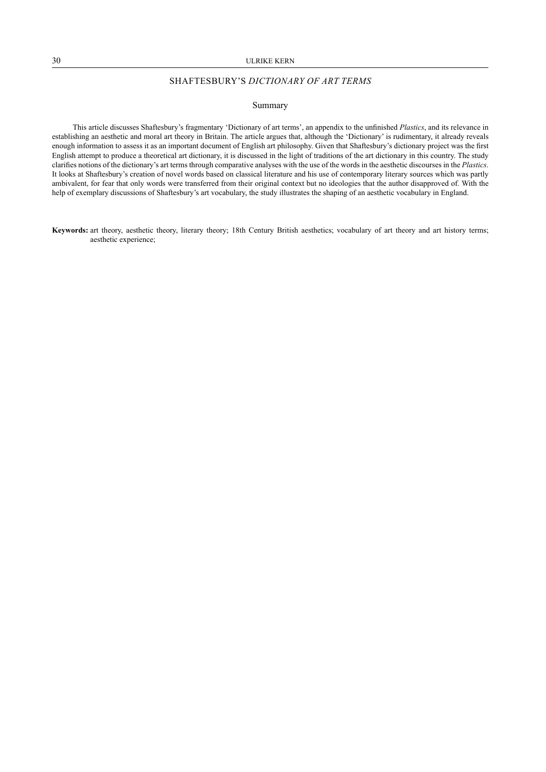## SHAFTESBURY'S *DICTIONARY OF ART TERMS*

### Summary

This article discusses Shaftesbury's fragmentary 'Dictionary of art terms', an appendix to the unfinished *Plastics*, and its relevance in establishing an aesthetic and moral art theory in Britain. The article argues that, although the 'Dictionary' is rudimentary, it already reveals enough information to assess it as an important document of English art philosophy. Given that Shaftesbury's dictionary project was the first English attempt to produce a theoretical art dictionary, it is discussed in the light of traditions of the art dictionary in this country. The study clarifies notions of the dictionary's art terms through comparative analyses with the use of the words in the aesthetic discourses in the *Plastics*. It looks at Shaftesbury's creation of novel words based on classical literature and his use of contemporary literary sources which was partly ambivalent, for fear that only words were transferred from their original context but no ideologies that the author disapproved of. With the help of exemplary discussions of Shaftesbury's art vocabulary, the study illustrates the shaping of an aesthetic vocabulary in England.

**Keywords:** art theory, aesthetic theory, literary theory; 18th Century British aesthetics; vocabulary of art theory and art history terms; aesthetic experience;